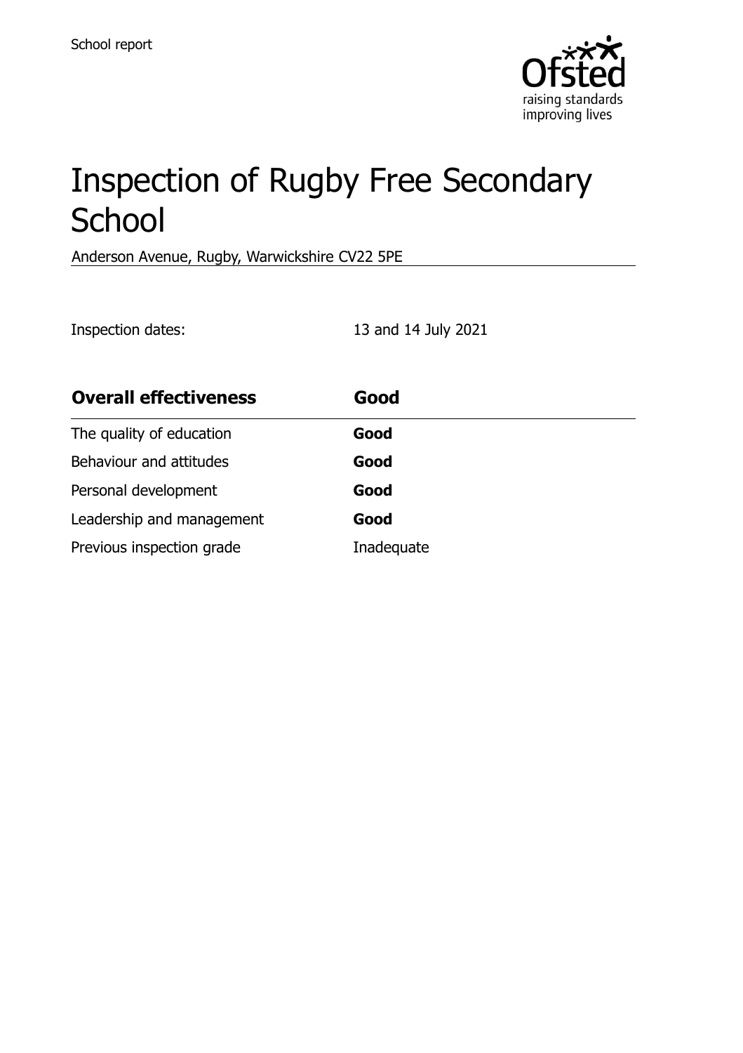School report

# Inspection of Rugby Free Secondary School

Anderson Avenue, Rugby, Warwickshire CV22 5PE

Inspection dates: 13 and 14 July 2021

| **Overall effectiveness** | **Good** |
| --- | --- |
| The quality of education | **Good** |
| Behaviour and attitudes | **Good** |
| Personal development | **Good** |
| Leadership and management | **Good** |
| Previous inspection grade | Inadequate |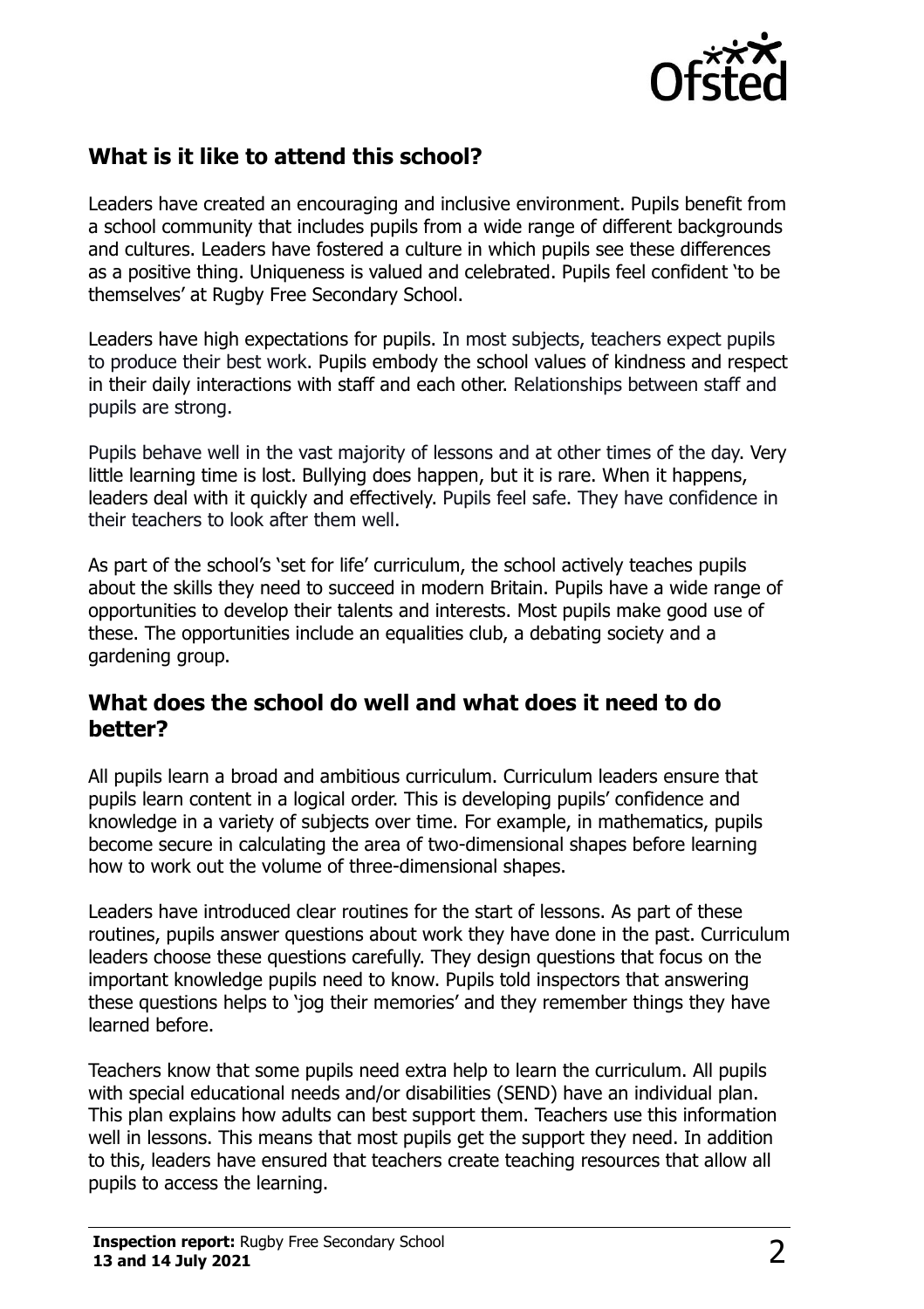## What is it like to attend this school?

Leaders have created an encouraging and inclusive environment. Pupils benefit from a school community that includes pupils from a wide range of different backgrounds and cultures. Leaders have fostered a culture in which pupils see these differences as a positive thing. Uniqueness is valued and celebrated. Pupils feel confident 'to be themselves' at Rugby Free Secondary School.

Leaders have high expectations for pupils. In most subjects, teachers expect pupils to produce their best work. Pupils embody the school values of kindness and respect in their daily interactions with staff and each other. Relationships between staff and pupils are strong.

Pupils behave well in the vast majority of lessons and at other times of the day. Very little learning time is lost. Bullying does happen, but it is rare. When it happens, leaders deal with it quickly and effectively. Pupils feel safe. They have confidence in their teachers to look after them well.

As part of the school's 'set for life' curriculum, the school actively teaches pupils about the skills they need to succeed in modern Britain. Pupils have a wide range of opportunities to develop their talents and interests. Most pupils make good use of these. The opportunities include an equalities club, a debating society and a gardening group.

## What does the school do well and what does it need to do better?

All pupils learn a broad and ambitious curriculum. Curriculum leaders ensure that pupils learn content in a logical order. This is developing pupils' confidence and knowledge in a variety of subjects over time. For example, in mathematics, pupils become secure in calculating the area of two-dimensional shapes before learning how to work out the volume of three-dimensional shapes.

Leaders have introduced clear routines for the start of lessons. As part of these routines, pupils answer questions about work they have done in the past. Curriculum leaders choose these questions carefully. They design questions that focus on the important knowledge pupils need to know. Pupils told inspectors that answering these questions helps to 'jog their memories' and they remember things they have learned before.

Teachers know that some pupils need extra help to learn the curriculum. All pupils with special educational needs and/or disabilities (SEND) have an individual plan. This plan explains how adults can best support them. Teachers use this information well in lessons. This means that most pupils get the support they need. In addition to this, leaders have ensured that teachers create teaching resources that allow all pupils to access the learning.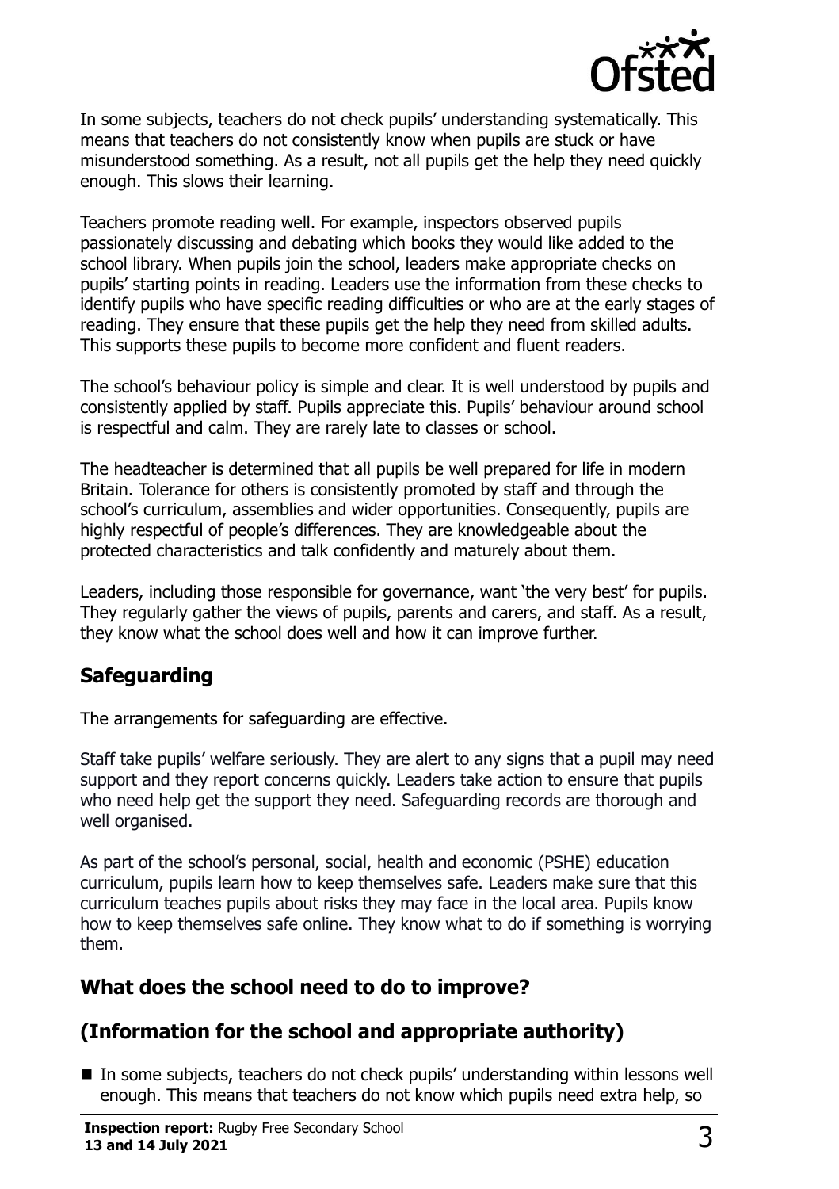In some subjects, teachers do not check pupils' understanding systematically. This means that teachers do not consistently know when pupils are stuck or have misunderstood something. As a result, not all pupils get the help they need quickly enough. This slows their learning.

Teachers promote reading well. For example, inspectors observed pupils passionately discussing and debating which books they would like added to the school library. When pupils join the school, leaders make appropriate checks on pupils' starting points in reading. Leaders use the information from these checks to identify pupils who have specific reading difficulties or who are at the early stages of reading. They ensure that these pupils get the help they need from skilled adults. This supports these pupils to become more confident and fluent readers.

The school's behaviour policy is simple and clear. It is well understood by pupils and consistently applied by staff. Pupils appreciate this. Pupils' behaviour around school is respectful and calm. They are rarely late to classes or school.

The headteacher is determined that all pupils be well prepared for life in modern Britain. Tolerance for others is consistently promoted by staff and through the school's curriculum, assemblies and wider opportunities. Consequently, pupils are highly respectful of people's differences. They are knowledgeable about the protected characteristics and talk confidently and maturely about them.

Leaders, including those responsible for governance, want 'the very best' for pupils. They regularly gather the views of pupils, parents and carers, and staff. As a result, they know what the school does well and how it can improve further.

## Safeguarding

The arrangements for safeguarding are effective.

Staff take pupils' welfare seriously. They are alert to any signs that a pupil may need support and they report concerns quickly. Leaders take action to ensure that pupils who need help get the support they need. Safeguarding records are thorough and well organised.

As part of the school's personal, social, health and economic (PSHE) education curriculum, pupils learn how to keep themselves safe. Leaders make sure that this curriculum teaches pupils about risks they may face in the local area. Pupils know how to keep themselves safe online. They know what to do if something is worrying them.

## What does the school need to do to improve?

## (Information for the school and appropriate authority)

- In some subjects, teachers do not check pupils' understanding within lessons well enough. This means that teachers do not know which pupils need extra help, so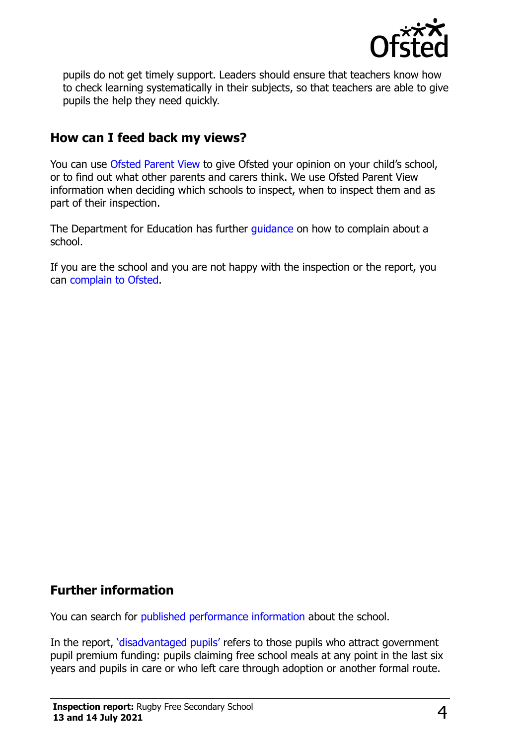pupils do not get timely support. Leaders should ensure that teachers know how to check learning systematically in their subjects, so that teachers are able to give pupils the help they need quickly.

## How can I feed back my views?

You can use Ofsted Parent View to give Ofsted your opinion on your child's school, or to find out what other parents and carers think. We use Ofsted Parent View information when deciding which schools to inspect, when to inspect them and as part of their inspection.

The Department for Education has further guidance on how to complain about a school.

If you are the school and you are not happy with the inspection or the report, you can complain to Ofsted.

## Further information

You can search for published performance information about the school.

In the report, 'disadvantaged pupils' refers to those pupils who attract government pupil premium funding: pupils claiming free school meals at any point in the last six years and pupils in care or who left care through adoption or another formal route.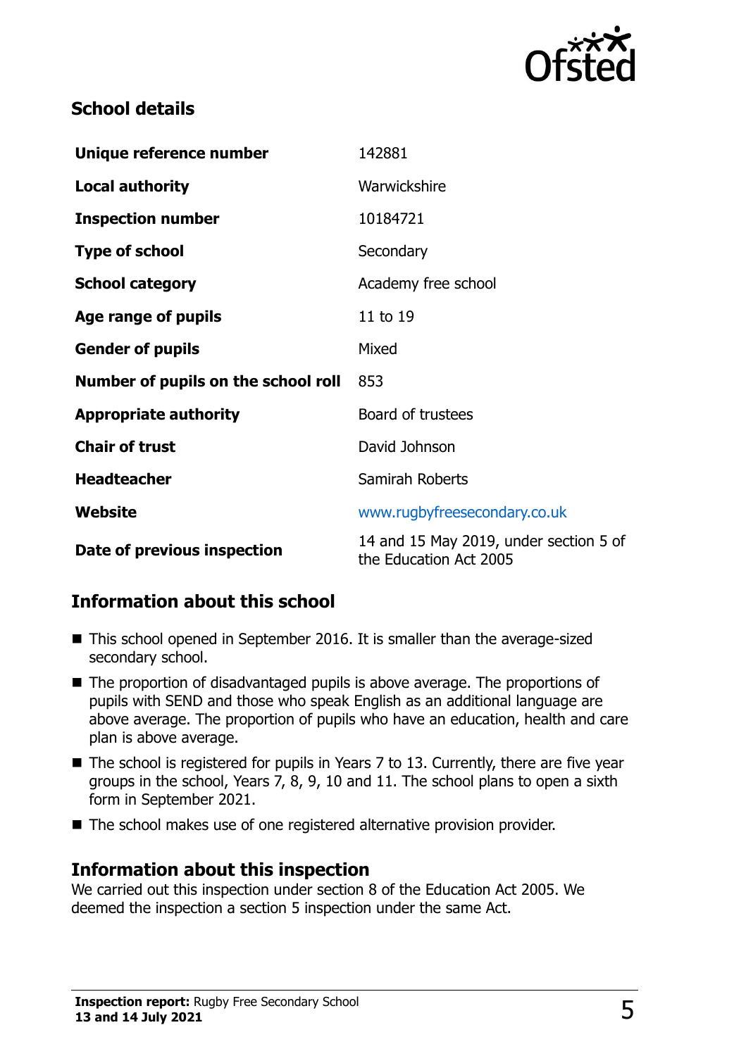## School details

| | |
|---|---|
| **Unique reference number** | 142881 |
| **Local authority** | Warwickshire |
| **Inspection number** | 10184721 |
| **Type of school** | Secondary |
| **School category** | Academy free school |
| **Age range of pupils** | 11 to 19 |
| **Gender of pupils** | Mixed |
| **Number of pupils on the school roll** | 853 |
| **Appropriate authority** | Board of trustees |
| **Chair of trust** | David Johnson |
| **Headteacher** | Samirah Roberts |
| **Website** | www.rugbyfreesecondary.co.uk |
| **Date of previous inspection** | 14 and 15 May 2019, under section 5 of the Education Act 2005 |

## Information about this school

- This school opened in September 2016. It is smaller than the average-sized secondary school.
- The proportion of disadvantaged pupils is above average. The proportions of pupils with SEND and those who speak English as an additional language are above average. The proportion of pupils who have an education, health and care plan is above average.
- The school is registered for pupils in Years 7 to 13. Currently, there are five year groups in the school, Years 7, 8, 9, 10 and 11. The school plans to open a sixth form in September 2021.
- The school makes use of one registered alternative provision provider.

## Information about this inspection

We carried out this inspection under section 8 of the Education Act 2005. We deemed the inspection a section 5 inspection under the same Act.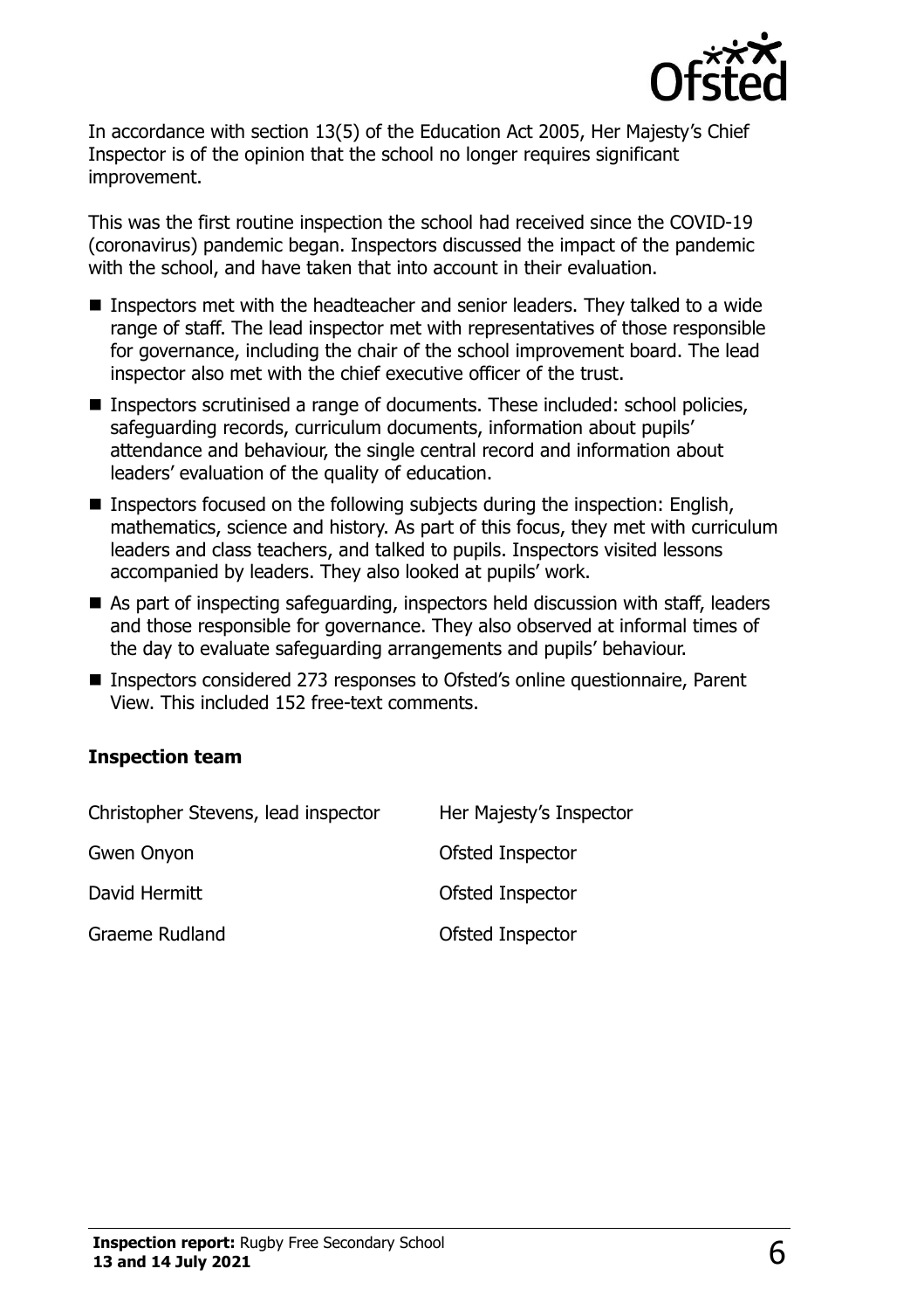In accordance with section 13(5) of the Education Act 2005, Her Majesty's Chief Inspector is of the opinion that the school no longer requires significant improvement.

This was the first routine inspection the school had received since the COVID-19 (coronavirus) pandemic began. Inspectors discussed the impact of the pandemic with the school, and have taken that into account in their evaluation.

- Inspectors met with the headteacher and senior leaders. They talked to a wide range of staff. The lead inspector met with representatives of those responsible for governance, including the chair of the school improvement board. The lead inspector also met with the chief executive officer of the trust.
- Inspectors scrutinised a range of documents. These included: school policies, safeguarding records, curriculum documents, information about pupils' attendance and behaviour, the single central record and information about leaders' evaluation of the quality of education.
- Inspectors focused on the following subjects during the inspection: English, mathematics, science and history. As part of this focus, they met with curriculum leaders and class teachers, and talked to pupils. Inspectors visited lessons accompanied by leaders. They also looked at pupils' work.
- As part of inspecting safeguarding, inspectors held discussion with staff, leaders and those responsible for governance. They also observed at informal times of the day to evaluate safeguarding arrangements and pupils' behaviour.
- Inspectors considered 273 responses to Ofsted's online questionnaire, Parent View. This included 152 free-text comments.

### Inspection team

| | |
|---|---|
| Christopher Stevens, lead inspector | Her Majesty's Inspector |
| Gwen Onyon | Ofsted Inspector |
| David Hermitt | Ofsted Inspector |
| Graeme Rudland | Ofsted Inspector |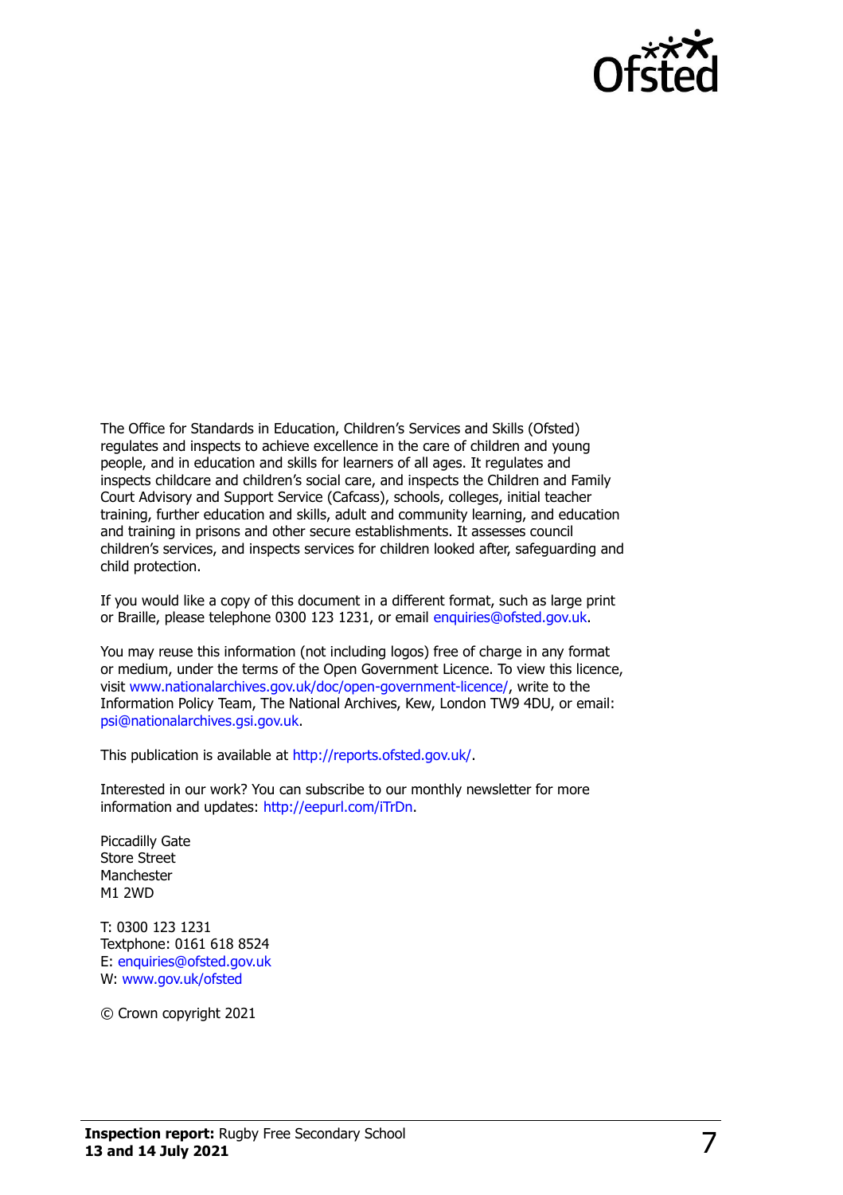The Office for Standards in Education, Children's Services and Skills (Ofsted) regulates and inspects to achieve excellence in the care of children and young people, and in education and skills for learners of all ages. It regulates and inspects childcare and children's social care, and inspects the Children and Family Court Advisory and Support Service (Cafcass), schools, colleges, initial teacher training, further education and skills, adult and community learning, and education and training in prisons and other secure establishments. It assesses council children's services, and inspects services for children looked after, safeguarding and child protection.

If you would like a copy of this document in a different format, such as large print or Braille, please telephone 0300 123 1231, or email enquiries@ofsted.gov.uk.

You may reuse this information (not including logos) free of charge in any format or medium, under the terms of the Open Government Licence. To view this licence, visit www.nationalarchives.gov.uk/doc/open-government-licence/, write to the Information Policy Team, The National Archives, Kew, London TW9 4DU, or email: psi@nationalarchives.gsi.gov.uk.

This publication is available at http://reports.ofsted.gov.uk/.

Interested in our work? You can subscribe to our monthly newsletter for more information and updates: http://eepurl.com/iTrDn.

Piccadilly Gate
Store Street
Manchester
M1 2WD

T: 0300 123 1231
Textphone: 0161 618 8524
E: enquiries@ofsted.gov.uk
W: www.gov.uk/ofsted

© Crown copyright 2021